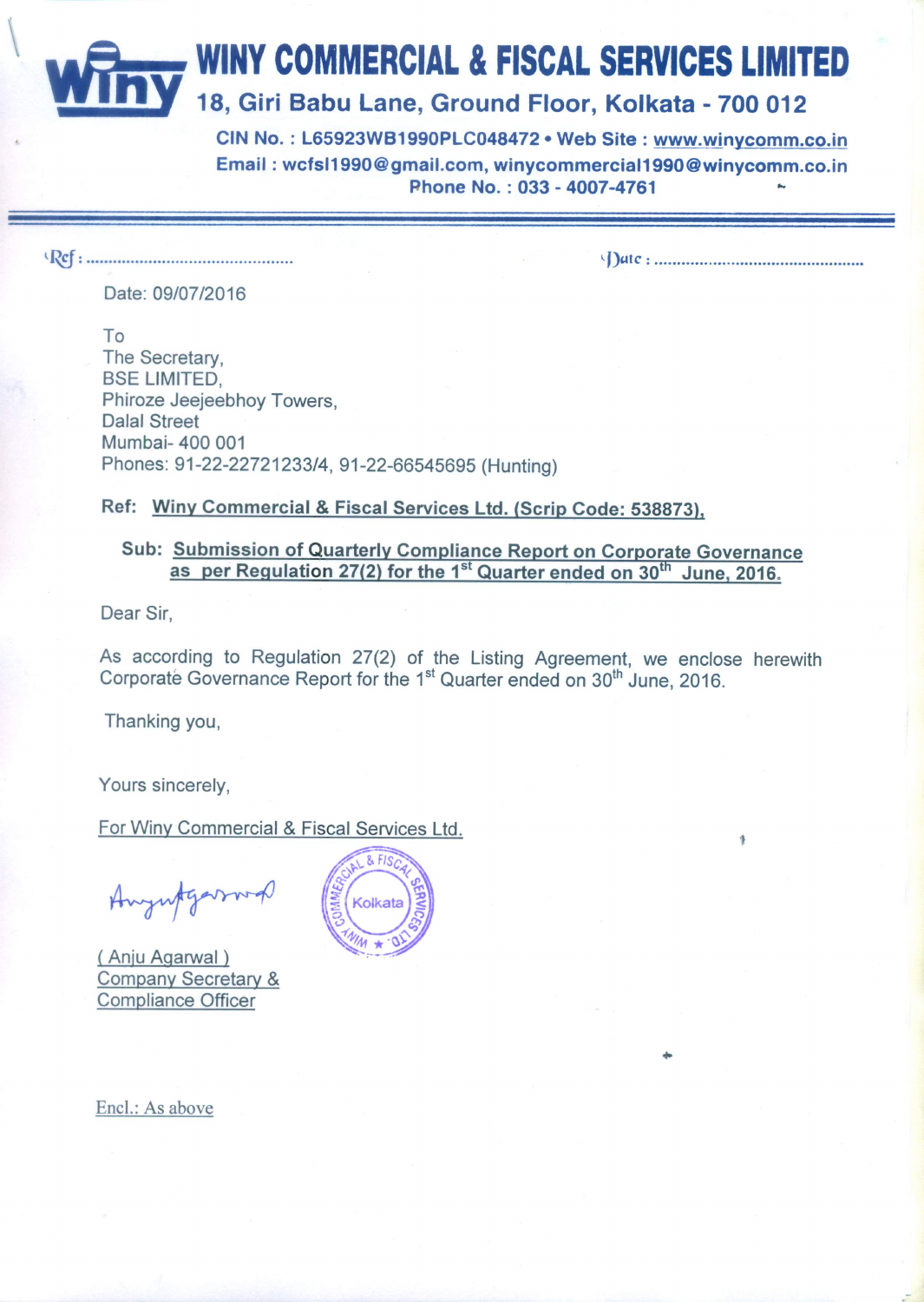# WINY COMMERCIAL & FISCAL SERVICES LIMITED

18, Giri Babu Lane, Ground Floor, Kolkata - 700 012

CIN No. : L65923WB1990PLC048472 • Web Site : www.winycomm.co.in
Email : wcfsl1990@gmail.com, winycommercial1990@winycomm.co.in
Phone No. : 033 - 4007-4761

Ref : ..........................................  Date : ..........................................

Date: 09/07/2016

To
The Secretary,
BSE LIMITED,
Phiroze Jeejeebhoy Towers,
Dalal Street
Mumbai- 400 001
Phones: 91-22-22721233/4, 91-22-66545695 (Hunting)

**Ref: Winy Commercial & Fiscal Services Ltd. (Scrip Code: 538873),**

**Sub: Submission of Quarterly Compliance Report on Corporate Governance as per Regulation 27(2) for the 1st Quarter ended on 30th June, 2016.**

Dear Sir,

As according to Regulation 27(2) of the Listing Agreement, we enclose herewith Corporate Governance Report for the 1st Quarter ended on 30th June, 2016.

Thanking you,

Yours sincerely,

For Winy Commercial & Fiscal Services Ltd.

( Anju Agarwal )
Company Secretary &
Compliance Officer

Encl.: As above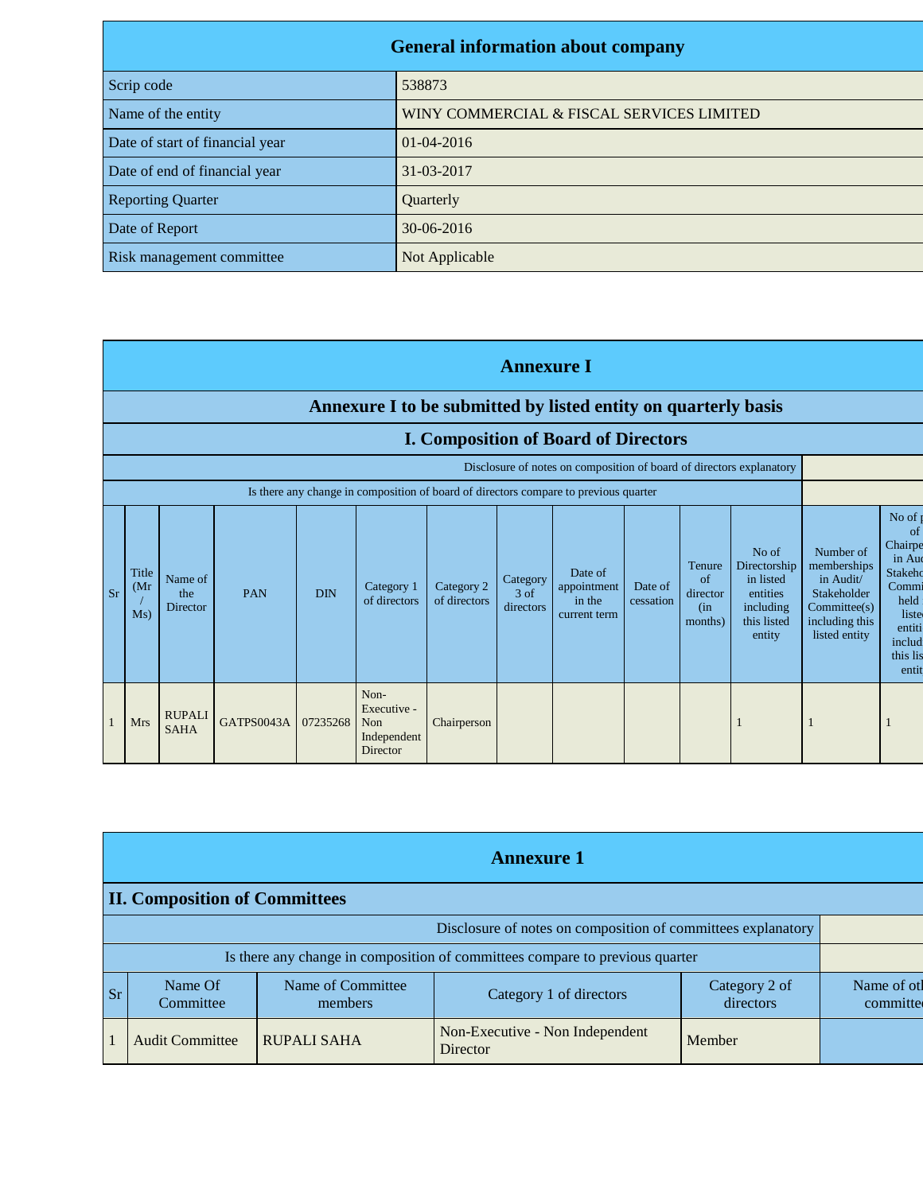## General information about company

| | |
|---|---|
| Scrip code | 538873 |
| Name of the entity | WINY COMMERCIAL & FISCAL SERVICES LIMITED |
| Date of start of financial year | 01-04-2016 |
| Date of end of financial year | 31-03-2017 |
| Reporting Quarter | Quarterly |
| Date of Report | 30-06-2016 |
| Risk management committee | Not Applicable |

## Annexure I

### Annexure I to be submitted by listed entity on quarterly basis

### I. Composition of Board of Directors

Disclosure of notes on composition of board of directors explanatory

Is there any change in composition of board of directors compare to previous quarter

| Sr | Title (Mr / Ms) | Name of the Director | PAN | DIN | Category 1 of directors | Category 2 of directors | Category 3 of directors | Date of appointment in the current term | Date of cessation | Tenure of director (in months) | No of Directorship in listed entities including this listed entity | Number of memberships in Audit/ Stakeholder Committee(s) including this listed entity | No of post of Chairperson in Audit/ Stakeholder Committee held in listed entities including this listed entity |
|---|---|---|---|---|---|---|---|---|---|---|---|---|---|
| 1 | Mrs | RUPALI SAHA | GATPS0043A | 07235268 | Non-Executive - Non Independent Director | Chairperson | | | | | 1 | 1 | 1 |

## Annexure 1

### II. Composition of Committees

Disclosure of notes on composition of committees explanatory

Is there any change in composition of committees compare to previous quarter

| Sr | Name Of Committee | Name of Committee members | Category 1 of directors | Category 2 of directors | Name of other committee |
|---|---|---|---|---|---|
| 1 | Audit Committee | RUPALI SAHA | Non-Executive - Non Independent Director | Member | |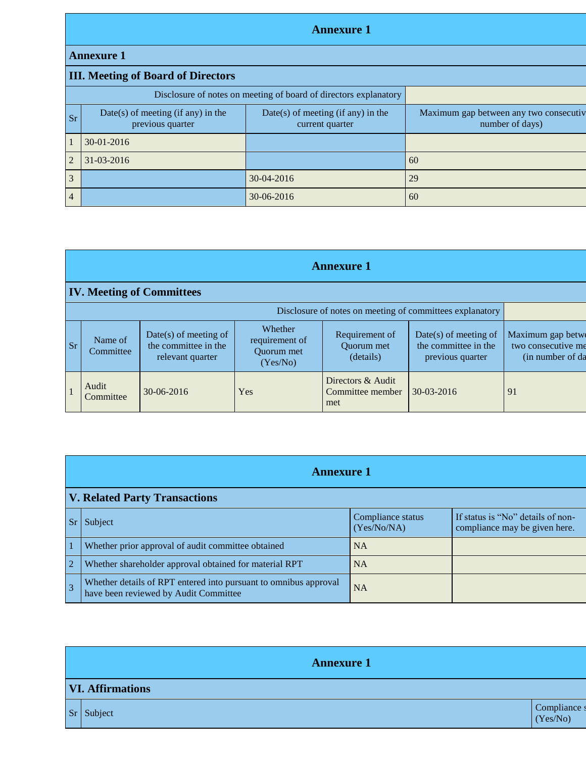## Annexure 1

### Annexure 1

### III. Meeting of Board of Directors

| Disclosure of notes on meeting of board of directors explanatory | | | |
|---|---|---|---|
| Sr | Date(s) of meeting (if any) in the previous quarter | Date(s) of meeting (if any) in the current quarter | Maximum gap between any two consecutiv number of days) |
| 1 | 30-01-2016 | | |
| 2 | 31-03-2016 | | 60 |
| 3 | | 30-04-2016 | 29 |
| 4 | | 30-06-2016 | 60 |

## Annexure 1

### IV. Meeting of Committees

| Disclosure of notes on meeting of committees explanatory | | | | | | |
|---|---|---|---|---|---|---|
| Sr | Name of Committee | Date(s) of meeting of the committee in the relevant quarter | Whether requirement of Quorum met (Yes/No) | Requirement of Quorum met (details) | Date(s) of meeting of the committee in the previous quarter | Maximum gap betw two consecutive me (in number of da |
| 1 | Audit Committee | 30-06-2016 | Yes | Directors & Audit Committee member met | 30-03-2016 | 91 |

## Annexure 1

### V. Related Party Transactions

| Sr | Subject | Compliance status (Yes/No/NA) | If status is "No" details of non-compliance may be given here. |
|---|---|---|---|
| 1 | Whether prior approval of audit committee obtained | NA | |
| 2 | Whether shareholder approval obtained for material RPT | NA | |
| 3 | Whether details of RPT entered into pursuant to omnibus approval have been reviewed by Audit Committee | NA | |

## Annexure 1

### VI. Affirmations

| Sr | Subject | Compliance s (Yes/No) |
|---|---|---|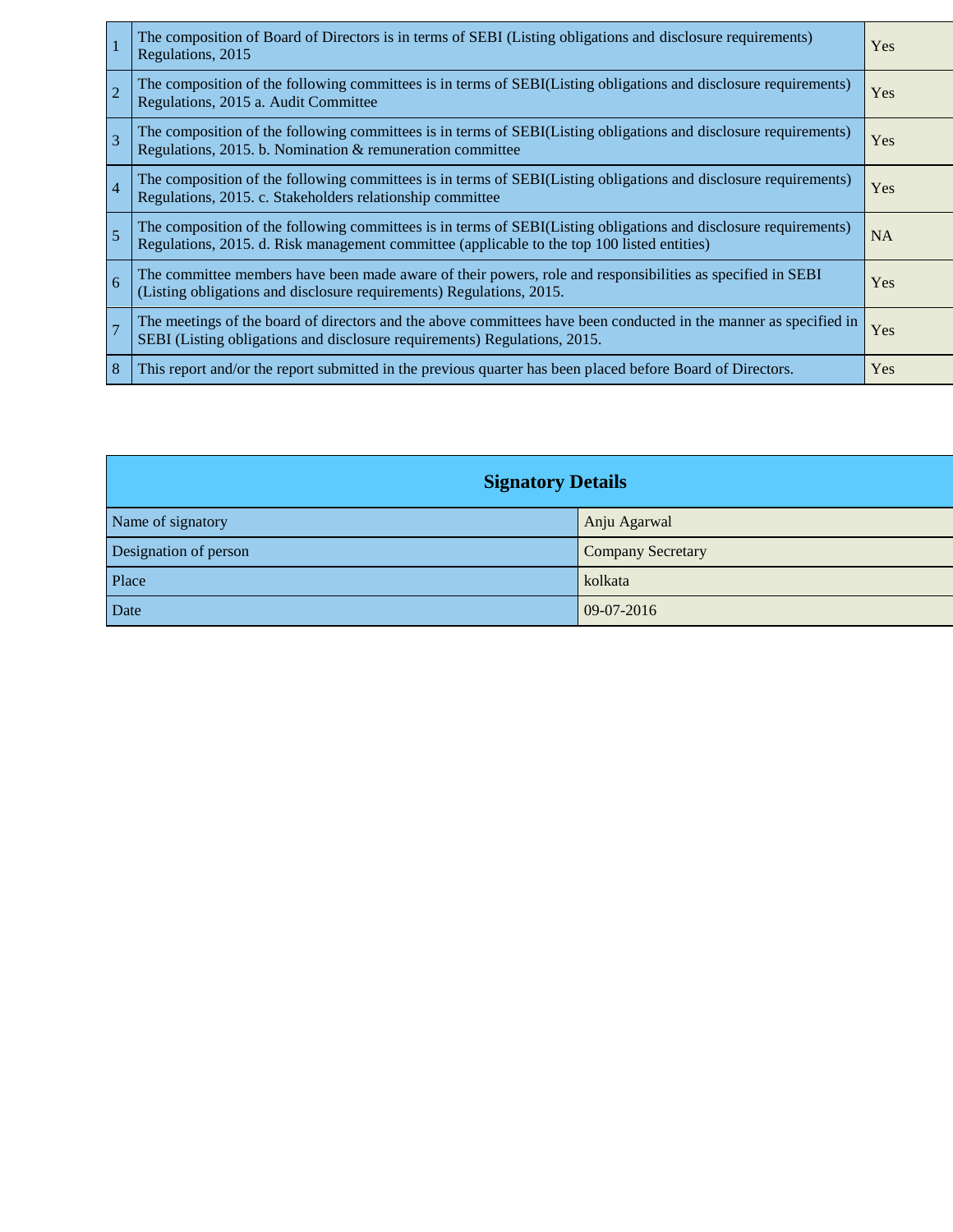| | | |
|---|---|---|
| 1 | The composition of Board of Directors is in terms of SEBI (Listing obligations and disclosure requirements) Regulations, 2015 | Yes |
| 2 | The composition of the following committees is in terms of SEBI(Listing obligations and disclosure requirements) Regulations, 2015 a. Audit Committee | Yes |
| 3 | The composition of the following committees is in terms of SEBI(Listing obligations and disclosure requirements) Regulations, 2015. b. Nomination & remuneration committee | Yes |
| 4 | The composition of the following committees is in terms of SEBI(Listing obligations and disclosure requirements) Regulations, 2015. c. Stakeholders relationship committee | Yes |
| 5 | The composition of the following committees is in terms of SEBI(Listing obligations and disclosure requirements) Regulations, 2015. d. Risk management committee (applicable to the top 100 listed entities) | NA |
| 6 | The committee members have been made aware of their powers, role and responsibilities as specified in SEBI (Listing obligations and disclosure requirements) Regulations, 2015. | Yes |
| 7 | The meetings of the board of directors and the above committees have been conducted in the manner as specified in SEBI (Listing obligations and disclosure requirements) Regulations, 2015. | Yes |
| 8 | This report and/or the report submitted in the previous quarter has been placed before Board of Directors. | Yes |

| Signatory Details | |
|---|---|
| Name of signatory | Anju Agarwal |
| Designation of person | Company Secretary |
| Place | kolkata |
| Date | 09-07-2016 |